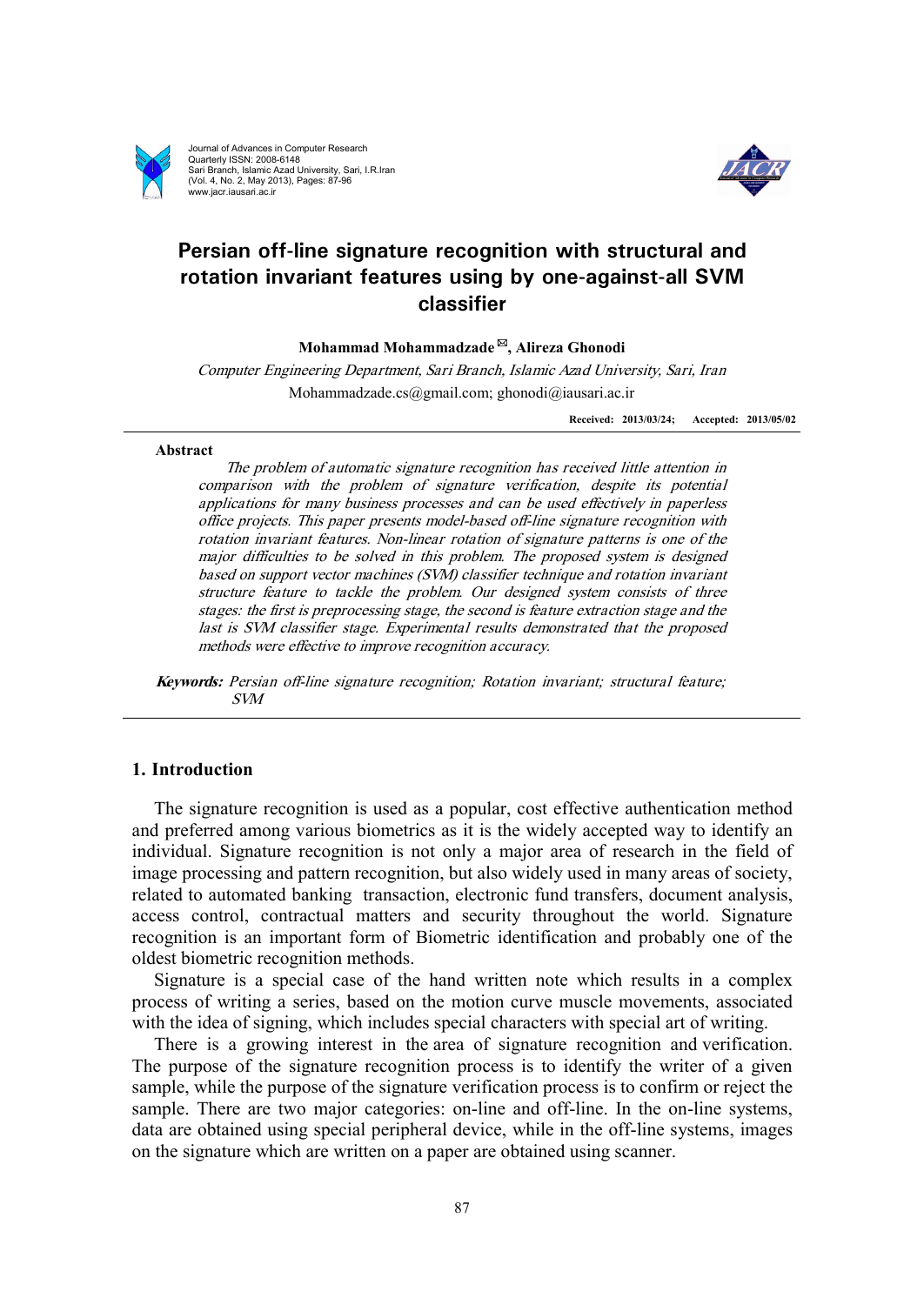# Persian off-line signature recognition with structural and rotation invariant features using by one-against-all SVM classifier

**Mohammad Mohammadzade ✉, Alireza Ghonodi**

*Computer Engineering Department, Sari Branch, Islamic Azad University, Sari, Iran*

Mohammadzade.cs@gmail.com; ghonodi@iausari.ac.ir

**Received: 2013/03/24; Accepted: 2013/05/02**

---

**Abstract**

*The problem of automatic signature recognition has received little attention in comparison with the problem of signature verification, despite its potential applications for many business processes and can be used effectively in paperless office projects. This paper presents model-based off-line signature recognition with rotation invariant features. Non-linear rotation of signature patterns is one of the major difficulties to be solved in this problem. The proposed system is designed based on support vector machines (SVM) classifier technique and rotation invariant structure feature to tackle the problem. Our designed system consists of three stages: the first is preprocessing stage, the second is feature extraction stage and the last is SVM classifier stage. Experimental results demonstrated that the proposed methods were effective to improve recognition accuracy.*

***Keywords:*** *Persian off-line signature recognition; Rotation invariant; structural feature; SVM*

---

## 1. Introduction

The signature recognition is used as a popular, cost effective authentication method and preferred among various biometrics as it is the widely accepted way to identify an individual. Signature recognition is not only a major area of research in the field of image processing and pattern recognition, but also widely used in many areas of society, related to automated banking transaction, electronic fund transfers, document analysis, access control, contractual matters and security throughout the world. Signature recognition is an important form of Biometric identification and probably one of the oldest biometric recognition methods.

Signature is a special case of the hand written note which results in a complex process of writing a series, based on the motion curve muscle movements, associated with the idea of signing, which includes special characters with special art of writing.

There is a growing interest in the area of signature recognition and verification. The purpose of the signature recognition process is to identify the writer of a given sample, while the purpose of the signature verification process is to confirm or reject the sample. There are two major categories: on-line and off-line. In the on-line systems, data are obtained using special peripheral device, while in the off-line systems, images on the signature which are written on a paper are obtained using scanner.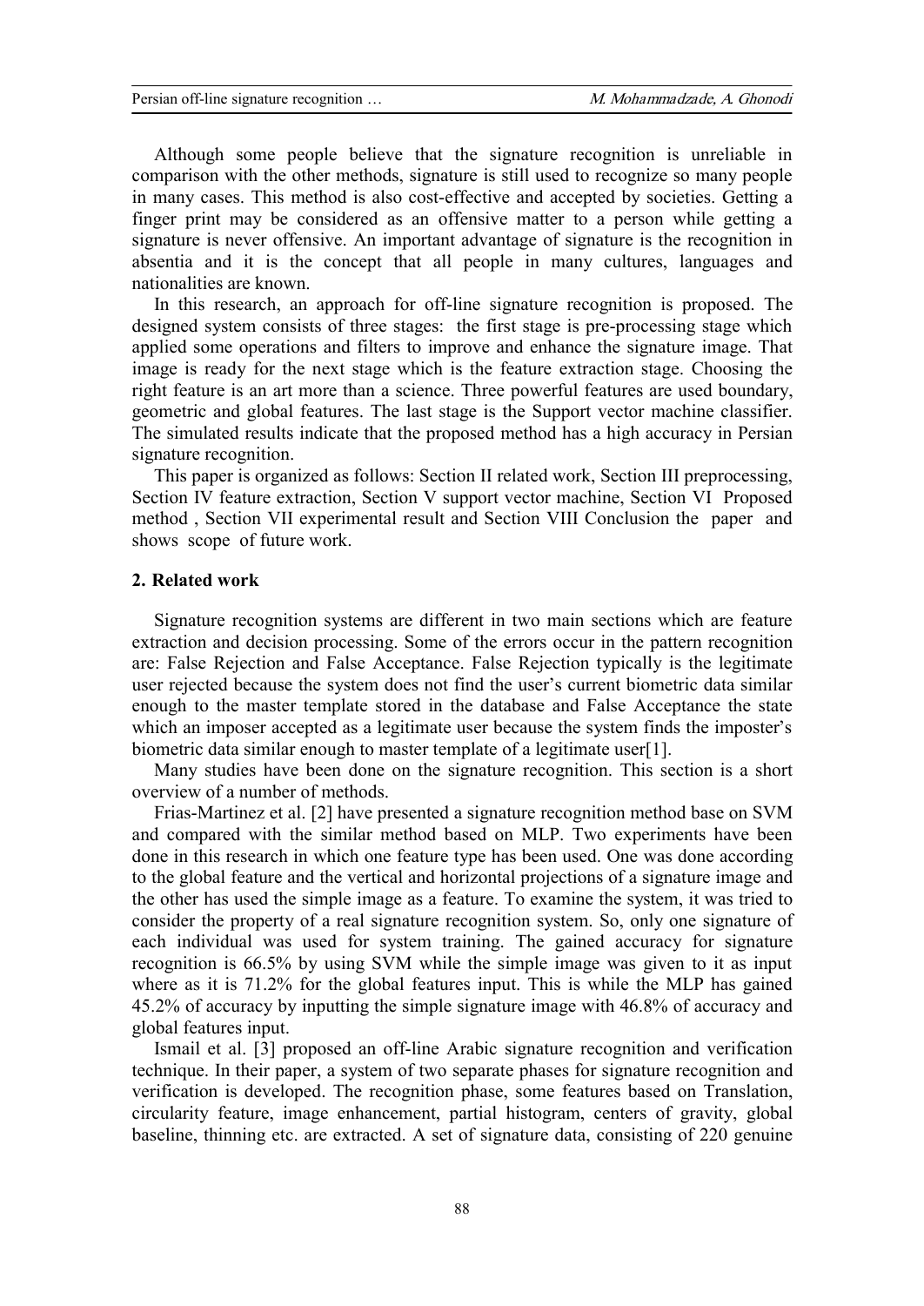Although some people believe that the signature recognition is unreliable in comparison with the other methods, signature is still used to recognize so many people in many cases. This method is also cost-effective and accepted by societies. Getting a finger print may be considered as an offensive matter to a person while getting a signature is never offensive. An important advantage of signature is the recognition in absentia and it is the concept that all people in many cultures, languages and nationalities are known.

In this research, an approach for off-line signature recognition is proposed. The designed system consists of three stages: the first stage is pre-processing stage which applied some operations and filters to improve and enhance the signature image. That image is ready for the next stage which is the feature extraction stage. Choosing the right feature is an art more than a science. Three powerful features are used boundary, geometric and global features. The last stage is the Support vector machine classifier. The simulated results indicate that the proposed method has a high accuracy in Persian signature recognition.

This paper is organized as follows: Section II related work, Section III preprocessing, Section IV feature extraction, Section V support vector machine, Section VI Proposed method , Section VII experimental result and Section VIII Conclusion the paper and shows scope of future work.

## 2. Related work

Signature recognition systems are different in two main sections which are feature extraction and decision processing. Some of the errors occur in the pattern recognition are: False Rejection and False Acceptance. False Rejection typically is the legitimate user rejected because the system does not find the user's current biometric data similar enough to the master template stored in the database and False Acceptance the state which an imposer accepted as a legitimate user because the system finds the imposter's biometric data similar enough to master template of a legitimate user[1].

Many studies have been done on the signature recognition. This section is a short overview of a number of methods.

Frias-Martinez et al. [2] have presented a signature recognition method base on SVM and compared with the similar method based on MLP. Two experiments have been done in this research in which one feature type has been used. One was done according to the global feature and the vertical and horizontal projections of a signature image and the other has used the simple image as a feature. To examine the system, it was tried to consider the property of a real signature recognition system. So, only one signature of each individual was used for system training. The gained accuracy for signature recognition is 66.5% by using SVM while the simple image was given to it as input where as it is 71.2% for the global features input. This is while the MLP has gained 45.2% of accuracy by inputting the simple signature image with 46.8% of accuracy and global features input.

Ismail et al. [3] proposed an off-line Arabic signature recognition and verification technique. In their paper, a system of two separate phases for signature recognition and verification is developed. The recognition phase, some features based on Translation, circularity feature, image enhancement, partial histogram, centers of gravity, global baseline, thinning etc. are extracted. A set of signature data, consisting of 220 genuine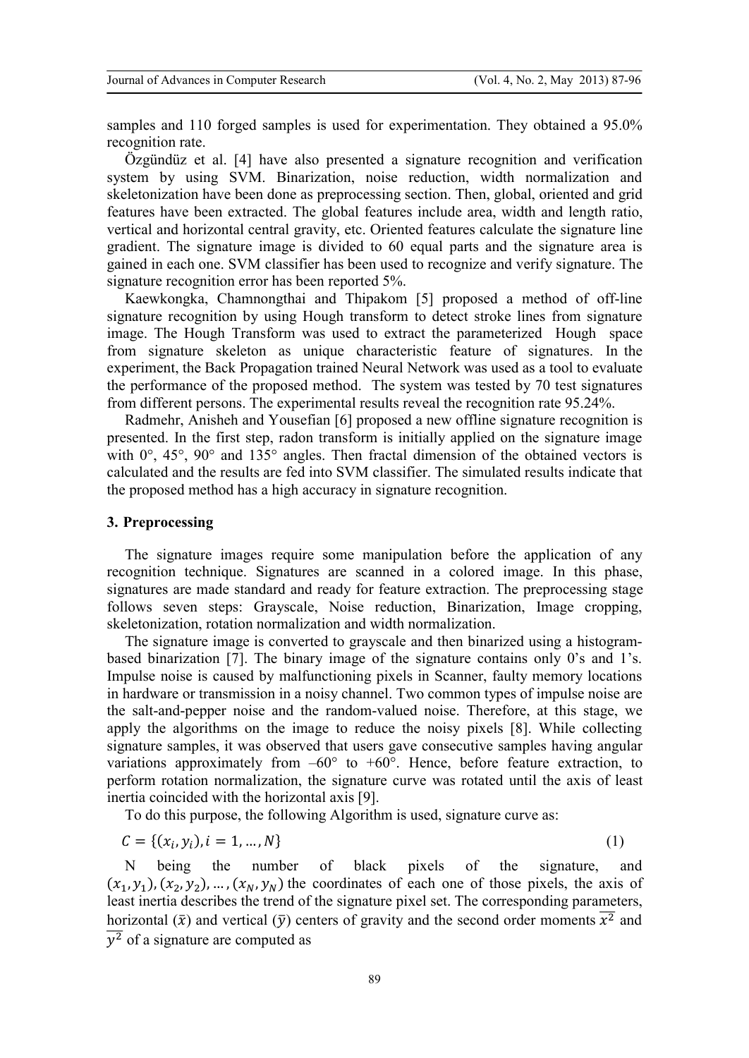samples and 110 forged samples is used for experimentation. They obtained a 95.0% recognition rate.

Özgündüz et al. [4] have also presented a signature recognition and verification system by using SVM. Binarization, noise reduction, width normalization and skeletonization have been done as preprocessing section. Then, global, oriented and grid features have been extracted. The global features include area, width and length ratio, vertical and horizontal central gravity, etc. Oriented features calculate the signature line gradient. The signature image is divided to 60 equal parts and the signature area is gained in each one. SVM classifier has been used to recognize and verify signature. The signature recognition error has been reported 5%.

Kaewkongka, Chamnongthai and Thipakom [5] proposed a method of off-line signature recognition by using Hough transform to detect stroke lines from signature image. The Hough Transform was used to extract the parameterized Hough space from signature skeleton as unique characteristic feature of signatures. In the experiment, the Back Propagation trained Neural Network was used as a tool to evaluate the performance of the proposed method. The system was tested by 70 test signatures from different persons. The experimental results reveal the recognition rate 95.24%.

Radmehr, Anisheh and Yousefian [6] proposed a new offline signature recognition is presented. In the first step, radon transform is initially applied on the signature image with 0°, 45°, 90° and 135° angles. Then fractal dimension of the obtained vectors is calculated and the results are fed into SVM classifier. The simulated results indicate that the proposed method has a high accuracy in signature recognition.

## 3. Preprocessing

The signature images require some manipulation before the application of any recognition technique. Signatures are scanned in a colored image. In this phase, signatures are made standard and ready for feature extraction. The preprocessing stage follows seven steps: Grayscale, Noise reduction, Binarization, Image cropping, skeletonization, rotation normalization and width normalization.

The signature image is converted to grayscale and then binarized using a histogram-based binarization [7]. The binary image of the signature contains only 0's and 1's. Impulse noise is caused by malfunctioning pixels in Scanner, faulty memory locations in hardware or transmission in a noisy channel. Two common types of impulse noise are the salt-and-pepper noise and the random-valued noise. Therefore, at this stage, we apply the algorithms on the image to reduce the noisy pixels [8]. While collecting signature samples, it was observed that users gave consecutive samples having angular variations approximately from –60° to +60°. Hence, before feature extraction, to perform rotation normalization, the signature curve was rotated until the axis of least inertia coincided with the horizontal axis [9].

To do this purpose, the following Algorithm is used, signature curve as:

$$C = \{(x_i, y_i), i = 1, \dots, N\} \tag{1}$$

N being the number of black pixels of the signature, and $(x_1, y_1), (x_2, y_2), \dots, (x_N, y_N)$ the coordinates of each one of those pixels, the axis of least inertia describes the trend of the signature pixel set. The corresponding parameters, horizontal ($\bar{x}$) and vertical ($\bar{y}$) centers of gravity and the second order moments $\overline{x^2}$ and $\overline{y^2}$ of a signature are computed as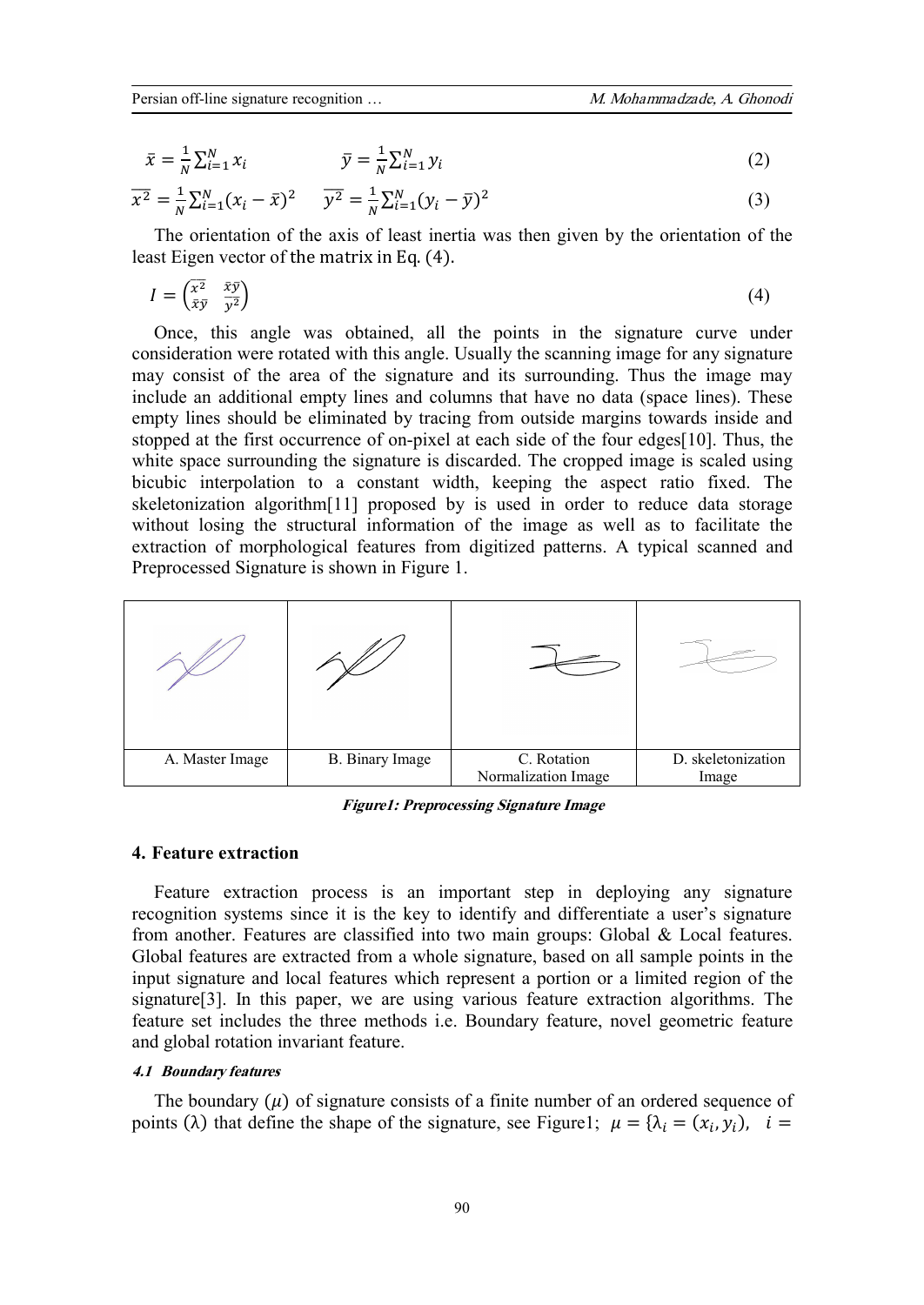$$\bar{x} = \frac{1}{N}\sum_{i=1}^{N} x_i \qquad \bar{y} = \frac{1}{N}\sum_{i=1}^{N} y_i \tag{2}$$

$$\overline{x^2} = \frac{1}{N}\sum_{i=1}^{N}(x_i - \bar{x})^2 \qquad \overline{y^2} = \frac{1}{N}\sum_{i=1}^{N}(y_i - \bar{y})^2 \tag{3}$$

The orientation of the axis of least inertia was then given by the orientation of the least Eigen vector of the matrix in Eq. (4).

$$I = \begin{pmatrix} \overline{x^2} & \overline{xy} \\ \overline{xy} & \overline{y^2} \end{pmatrix} \tag{4}$$

Once, this angle was obtained, all the points in the signature curve under consideration were rotated with this angle. Usually the scanning image for any signature may consist of the area of the signature and its surrounding. Thus the image may include an additional empty lines and columns that have no data (space lines). These empty lines should be eliminated by tracing from outside margins towards inside and stopped at the first occurrence of on-pixel at each side of the four edges[10]. Thus, the white space surrounding the signature is discarded. The cropped image is scaled using bicubic interpolation to a constant width, keeping the aspect ratio fixed. The skeletonization algorithm[11] proposed by is used in order to reduce data storage without losing the structural information of the image as well as to facilitate the extraction of morphological features from digitized patterns. A typical scanned and Preprocessed Signature is shown in Figure 1.

| A. Master Image | B. Binary Image | C. Rotation Normalization Image | D. skeletonization Image |
|---|---|---|---|

***Figure1: Preprocessing Signature Image***

## 4. Feature extraction

Feature extraction process is an important step in deploying any signature recognition systems since it is the key to identify and differentiate a user's signature from another. Features are classified into two main groups: Global & Local features. Global features are extracted from a whole signature, based on all sample points in the input signature and local features which represent a portion or a limited region of the signature[3]. In this paper, we are using various feature extraction algorithms. The feature set includes the three methods i.e. Boundary feature, novel geometric feature and global rotation invariant feature.

### *4.1 Boundary features*

The boundary ($\mu$) of signature consists of a finite number of an ordered sequence of points ($\lambda$) that define the shape of the signature, see Figure1; $\mu = \{\lambda_i = (x_i, y_i),\ \ i =$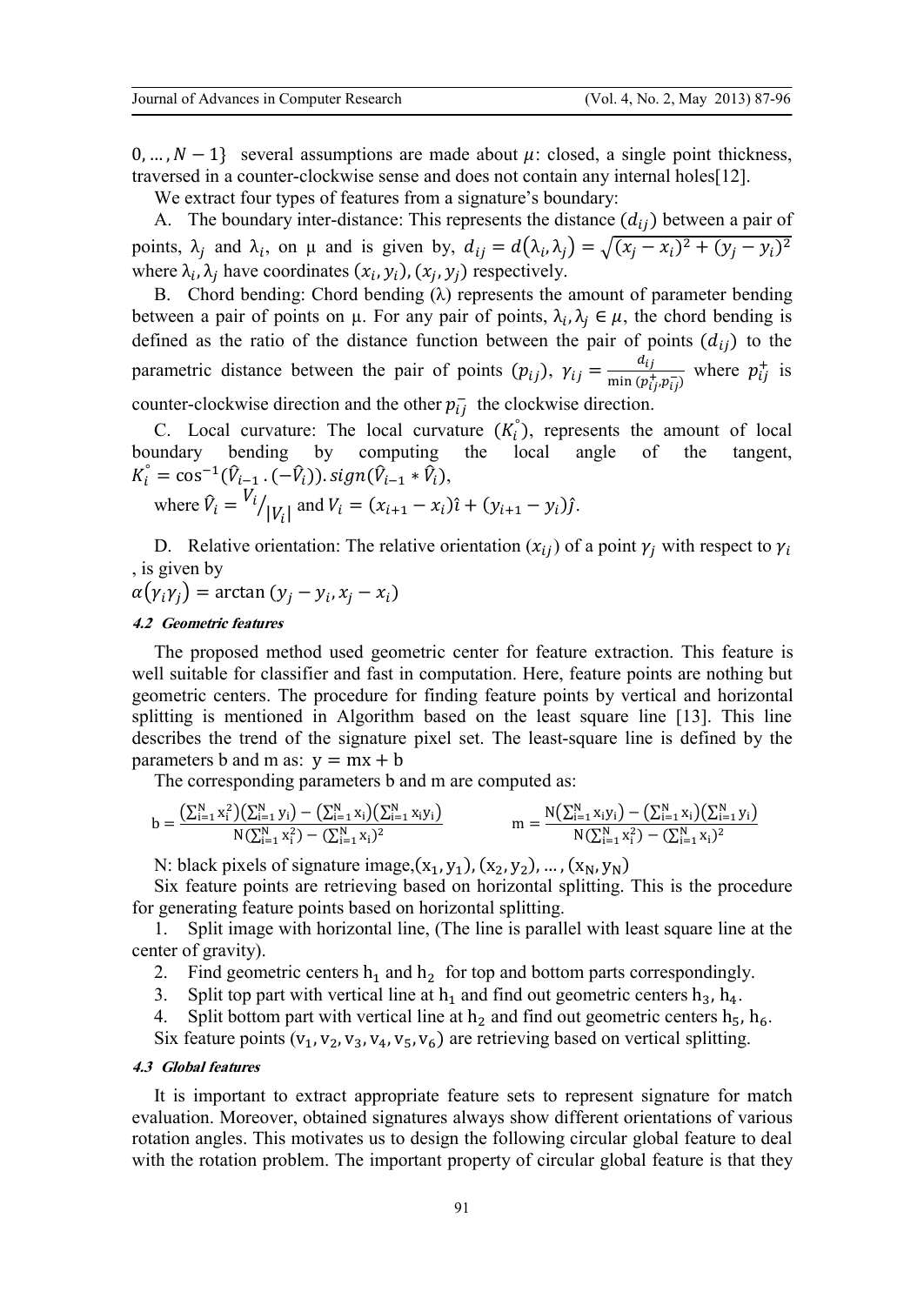$0, \ldots, N-1\}$ several assumptions are made about $\mu$: closed, a single point thickness, traversed in a counter-clockwise sense and does not contain any internal holes[12].

We extract four types of features from a signature's boundary:

A. The boundary inter-distance: This represents the distance $(d_{ij})$ between a pair of points, $\lambda_j$ and $\lambda_i$, on μ and is given by, $d_{ij} = d(\lambda_i, \lambda_j) = \sqrt{(x_j - x_i)^2 + (y_j - y_i)^2}$ where $\lambda_i, \lambda_j$ have coordinates $(x_i, y_i), (x_j, y_j)$ respectively.

B. Chord bending: Chord bending (λ) represents the amount of parameter bending between a pair of points on μ. For any pair of points, $\lambda_i, \lambda_j \in \mu$, the chord bending is defined as the ratio of the distance function between the pair of points $(d_{ij})$ to the parametric distance between the pair of points $(p_{ij})$, $\gamma_{ij} = \frac{d_{ij}}{\min(p_{ij}^{+}, p_{ij}^{-})}$ where $p_{ij}^{+}$ is counter-clockwise direction and the other $p_{ij}^{-}$ the clockwise direction.

C. Local curvature: The local curvature $(K_i^{\circ})$, represents the amount of local boundary bending by computing the local angle of the tangent, $K_i^{\circ} = \cos^{-1}(\hat{V}_{i-1} \cdot (-\hat{V}_i)) . sign(\hat{V}_{i-1} * \hat{V}_i)$,

where $\hat{V}_i = {V_i}/{|V_i|}$ and $V_i = (x_{i+1} - x_i)\hat{\imath} + (y_{i+1} - y_i)\hat{\jmath}$.

D. Relative orientation: The relative orientation $(x_{ij})$ of a point $\gamma_j$ with respect to $\gamma_i$, is given by

$\alpha(\gamma_i \gamma_j) = \arctan(y_j - y_i, x_j - x_i)$

#### 4.2 Geometric features

The proposed method used geometric center for feature extraction. This feature is well suitable for classifier and fast in computation. Here, feature points are nothing but geometric centers. The procedure for finding feature points by vertical and horizontal splitting is mentioned in Algorithm based on the least square line [13]. This line describes the trend of the signature pixel set. The least-square line is defined by the parameters b and m as: $y = mx + b$

The corresponding parameters b and m are computed as:

$$b = \frac{(\sum_{i=1}^{N} x_i^2)(\sum_{i=1}^{N} y_i) - (\sum_{i=1}^{N} x_i)(\sum_{i=1}^{N} x_i y_i)}{N(\sum_{i=1}^{N} x_i^2) - (\sum_{i=1}^{N} x_i)^2} \qquad m = \frac{N(\sum_{i=1}^{N} x_i y_i) - (\sum_{i=1}^{N} x_i)(\sum_{i=1}^{N} y_i)}{N(\sum_{i=1}^{N} x_i^2) - (\sum_{i=1}^{N} x_i)^2}$$

N: black pixels of signature image,$(x_1, y_1), (x_2, y_2), \ldots, (x_N, y_N)$

Six feature points are retrieving based on horizontal splitting. This is the procedure for generating feature points based on horizontal splitting.

1. Split image with horizontal line, (The line is parallel with least square line at the center of gravity).
2. Find geometric centers $h_1$ and $h_2$ for top and bottom parts correspondingly.
3. Split top part with vertical line at $h_1$ and find out geometric centers $h_3$, $h_4$.
4. Split bottom part with vertical line at $h_2$ and find out geometric centers $h_5$, $h_6$.

Six feature points $(v_1, v_2, v_3, v_4, v_5, v_6)$ are retrieving based on vertical splitting.

#### 4.3 Global features

It is important to extract appropriate feature sets to represent signature for match evaluation. Moreover, obtained signatures always show different orientations of various rotation angles. This motivates us to design the following circular global feature to deal with the rotation problem. The important property of circular global feature is that they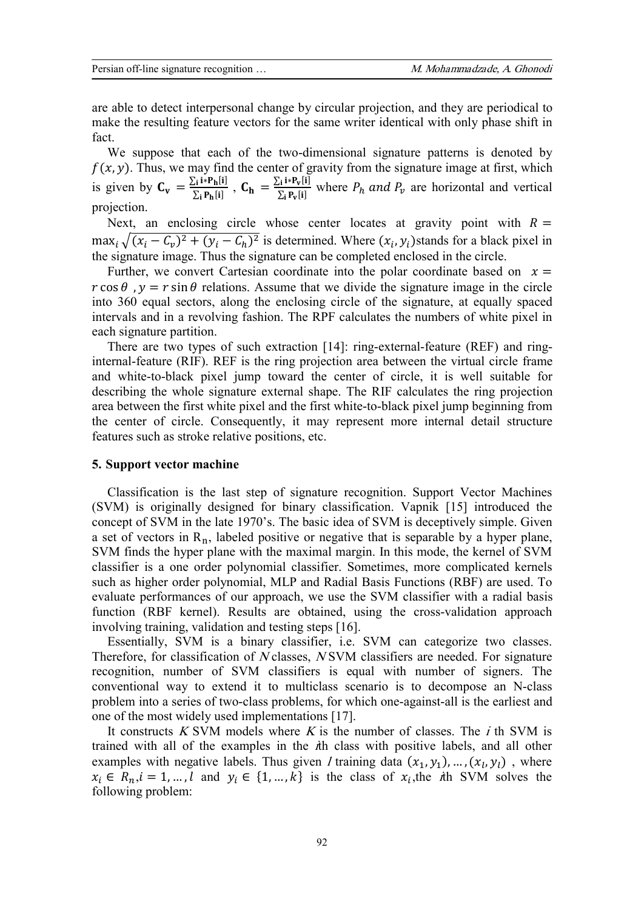are able to detect interpersonal change by circular projection, and they are periodical to make the resulting feature vectors for the same writer identical with only phase shift in fact.

We suppose that each of the two-dimensional signature patterns is denoted by $f(x, y)$. Thus, we may find the center of gravity from the signature image at first, which is given by $\mathbf{C_v} = \frac{\sum_i \mathbf{i} * \mathbf{P_h}[\mathbf{i}]}{\sum_i \mathbf{P_h}[\mathbf{i}]}$ , $\mathbf{C_h} = \frac{\sum_i \mathbf{i} * \mathbf{P_v}[\mathbf{i}]}{\sum_i \mathbf{P_v}[\mathbf{i}]}$ where $P_h$ *and* $P_v$ are horizontal and vertical projection.

Next, an enclosing circle whose center locates at gravity point with $R = \max_i \sqrt{(x_i - C_v)^2 + (y_i - C_h)^2}$ is determined. Where $(x_i, y_i)$ stands for a black pixel in the signature image. Thus the signature can be completed enclosed in the circle.

Further, we convert Cartesian coordinate into the polar coordinate based on $x = r\cos\theta$ , $y = r\sin\theta$ relations. Assume that we divide the signature image in the circle into 360 equal sectors, along the enclosing circle of the signature, at equally spaced intervals and in a revolving fashion. The RPF calculates the numbers of white pixel in each signature partition.

There are two types of such extraction [14]: ring-external-feature (REF) and ring-internal-feature (RIF). REF is the ring projection area between the virtual circle frame and white-to-black pixel jump toward the center of circle, it is well suitable for describing the whole signature external shape. The RIF calculates the ring projection area between the first white pixel and the first white-to-black pixel jump beginning from the center of circle. Consequently, it may represent more internal detail structure features such as stroke relative positions, etc.

## 5. Support vector machine

Classification is the last step of signature recognition. Support Vector Machines (SVM) is originally designed for binary classification. Vapnik [15] introduced the concept of SVM in the late 1970's. The basic idea of SVM is deceptively simple. Given a set of vectors in $\mathrm{R_n}$, labeled positive or negative that is separable by a hyper plane, SVM finds the hyper plane with the maximal margin. In this mode, the kernel of SVM classifier is a one order polynomial classifier. Sometimes, more complicated kernels such as higher order polynomial, MLP and Radial Basis Functions (RBF) are used. To evaluate performances of our approach, we use the SVM classifier with a radial basis function (RBF kernel). Results are obtained, using the cross-validation approach involving training, validation and testing steps [16].

Essentially, SVM is a binary classifier, i.e. SVM can categorize two classes. Therefore, for classification of *N* classes, *N* SVM classifiers are needed. For signature recognition, number of SVM classifiers is equal with number of signers. The conventional way to extend it to multiclass scenario is to decompose an N-class problem into a series of two-class problems, for which one-against-all is the earliest and one of the most widely used implementations [17].

It constructs *K* SVM models where *K* is the number of classes. The *i* th SVM is trained with all of the examples in the *i*th class with positive labels, and all other examples with negative labels. Thus given *l* training data $(x_1, y_1), \ldots, (x_l, y_l)$ , where $x_i \in R_n, i = 1, \ldots, l$ and $y_i \in \{1, \ldots, k\}$ is the class of $x_i$, the *i*th SVM solves the following problem: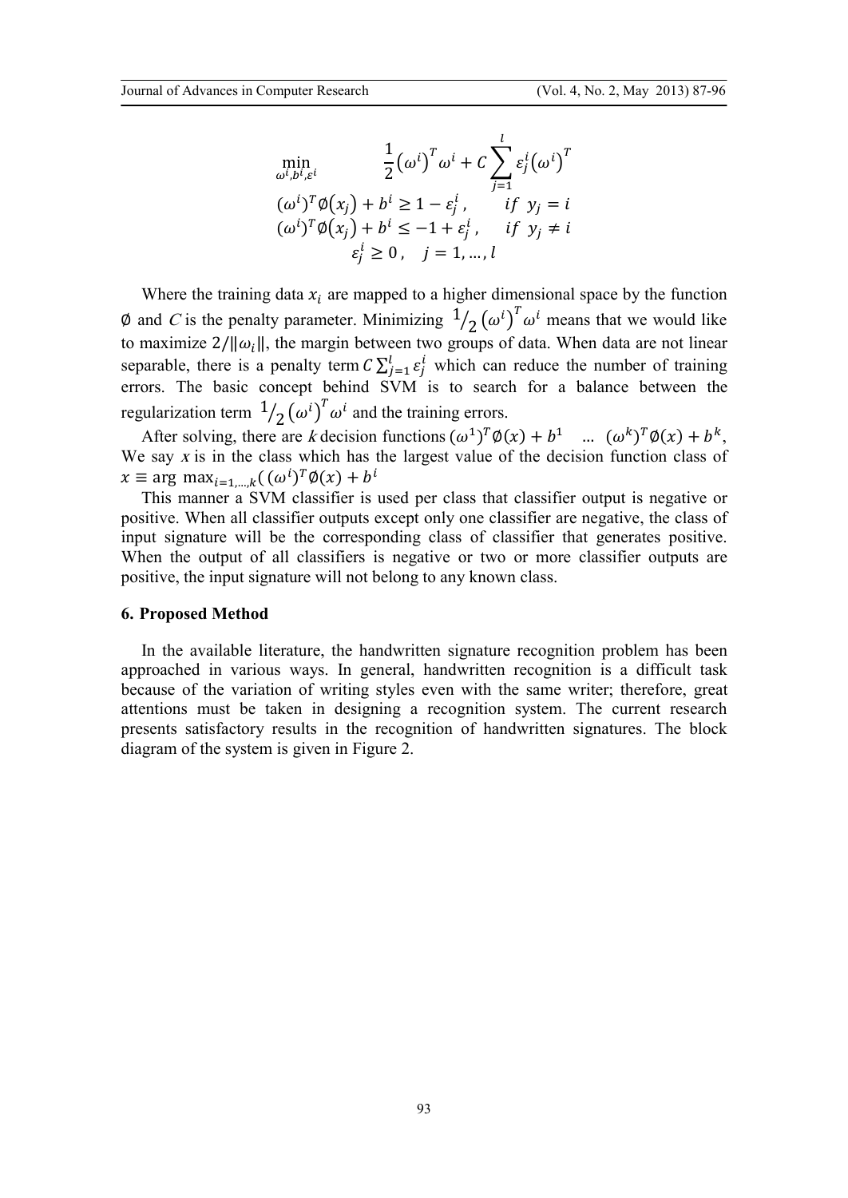$$
\begin{aligned}
&\min_{\omega^i, b^i, \varepsilon^i} \quad \frac{1}{2}\left(\omega^i\right)^T \omega^i + C \sum_{j=1}^{l} \varepsilon_j^i \left(\omega^i\right)^T \\
&(\omega^i)^T \emptyset(x_j) + b^i \geq 1 - \varepsilon_j^i, \quad if \;\; y_j = i \\
&(\omega^i)^T \emptyset(x_j) + b^i \leq -1 + \varepsilon_j^i, \quad if \;\; y_j \neq i \\
&\varepsilon_j^i \geq 0, \quad j = 1, \ldots, l
\end{aligned}
$$

Where the training data $x_i$ are mapped to a higher dimensional space by the function $\emptyset$ and $C$ is the penalty parameter. Minimizing $1/2 \left(\omega^i\right)^T \omega^i$ means that we would like to maximize $2/\|\omega_i\|$, the margin between two groups of data. When data are not linear separable, there is a penalty term $C \sum_{j=1}^{l} \varepsilon_j^i$ which can reduce the number of training errors. The basic concept behind SVM is to search for a balance between the regularization term $1/2 \left(\omega^i\right)^T \omega^i$ and the training errors.

After solving, there are $k$ decision functions $(\omega^1)^T \emptyset(x) + b^1 \;\; \ldots \;\; (\omega^k)^T \emptyset(x) + b^k$, We say $x$ is in the class which has the largest value of the decision function class of $x \equiv \arg\max_{i=1,\ldots,k}((\omega^i)^T \emptyset(x) + b^i$

This manner a SVM classifier is used per class that classifier output is negative or positive. When all classifier outputs except only one classifier are negative, the class of input signature will be the corresponding class of classifier that generates positive. When the output of all classifiers is negative or two or more classifier outputs are positive, the input signature will not belong to any known class.

## 6. Proposed Method

In the available literature, the handwritten signature recognition problem has been approached in various ways. In general, handwritten recognition is a difficult task because of the variation of writing styles even with the same writer; therefore, great attentions must be taken in designing a recognition system. The current research presents satisfactory results in the recognition of handwritten signatures. The block diagram of the system is given in Figure 2.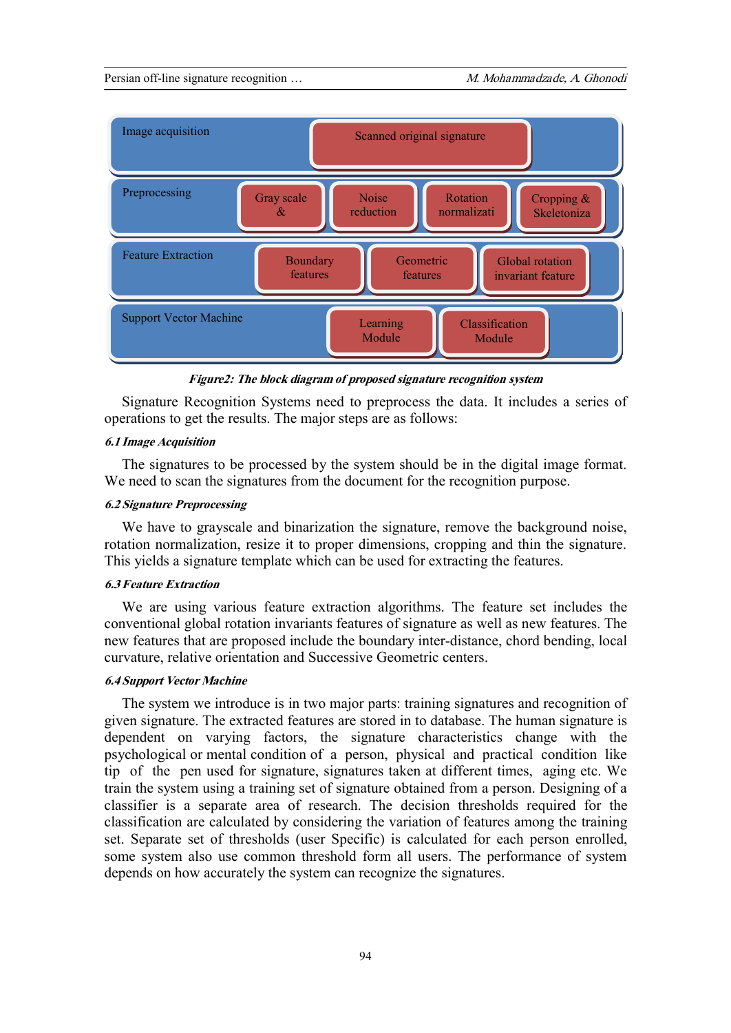| Image acquisition | Scanned original signature | | | |
|---|---|---|---|---|
| Preprocessing | Gray scale & | Noise reduction | Rotation normalizati | Cropping & Skeletoniza |
| Feature Extraction | Boundary features | Geometric features | Global rotation invariant feature | |
| Support Vector Machine | Learning Module | Classification Module | | |

***Figure2: The block diagram of proposed signature recognition system***

Signature Recognition Systems need to preprocess the data. It includes a series of operations to get the results. The major steps are as follows:

#### *6.1 Image Acquisition*

The signatures to be processed by the system should be in the digital image format. We need to scan the signatures from the document for the recognition purpose.

#### *6.2 Signature Preprocessing*

We have to grayscale and binarization the signature, remove the background noise, rotation normalization, resize it to proper dimensions, cropping and thin the signature. This yields a signature template which can be used for extracting the features.

#### *6.3 Feature Extraction*

We are using various feature extraction algorithms. The feature set includes the conventional global rotation invariants features of signature as well as new features. The new features that are proposed include the boundary inter-distance, chord bending, local curvature, relative orientation and Successive Geometric centers.

#### *6.4 Support Vector Machine*

The system we introduce is in two major parts: training signatures and recognition of given signature. The extracted features are stored in to database. The human signature is dependent on varying factors, the signature characteristics change with the psychological or mental condition of a person, physical and practical condition like tip of the pen used for signature, signatures taken at different times, aging etc. We train the system using a training set of signature obtained from a person. Designing of a classifier is a separate area of research. The decision thresholds required for the classification are calculated by considering the variation of features among the training set. Separate set of thresholds (user Specific) is calculated for each person enrolled, some system also use common threshold form all users. The performance of system depends on how accurately the system can recognize the signatures.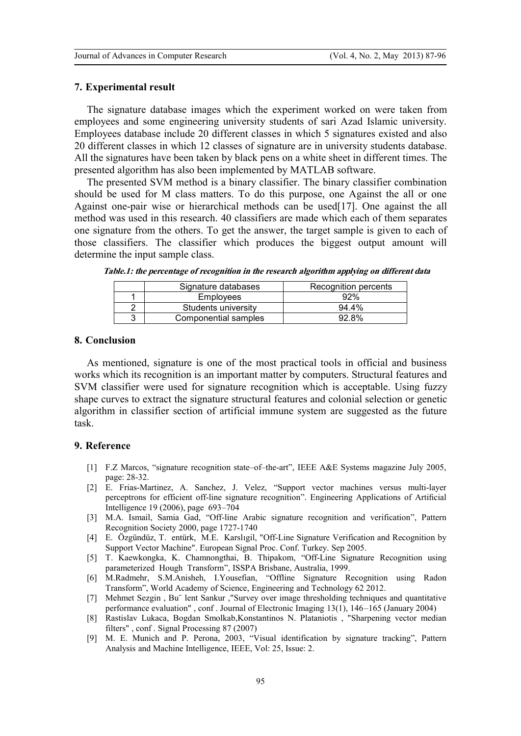## 7. Experimental result

The signature database images which the experiment worked on were taken from employees and some engineering university students of sari Azad Islamic university. Employees database include 20 different classes in which 5 signatures existed and also 20 different classes in which 12 classes of signature are in university students database. All the signatures have been taken by black pens on a white sheet in different times. The presented algorithm has also been implemented by MATLAB software.

The presented SVM method is a binary classifier. The binary classifier combination should be used for M class matters. To do this purpose, one Against the all or one Against one-pair wise or hierarchical methods can be used[17]. One against the all method was used in this research. 40 classifiers are made which each of them separates one signature from the others. To get the answer, the target sample is given to each of those classifiers. The classifier which produces the biggest output amount will determine the input sample class.

***Table.1: the percentage of recognition in the research algorithm applying on different data***

| | Signature databases | Recognition percents |
|---|---|---|
| 1 | Employees | 92% |
| 2 | Students university | 94.4% |
| 3 | Componential samples | 92.8% |

## 8. Conclusion

As mentioned, signature is one of the most practical tools in official and business works which its recognition is an important matter by computers. Structural features and SVM classifier were used for signature recognition which is acceptable. Using fuzzy shape curves to extract the signature structural features and colonial selection or genetic algorithm in classifier section of artificial immune system are suggested as the future task.

## 9. Reference

[1] F.Z Marcos, "signature recognition state–of–the-art", IEEE A&E Systems magazine July 2005, page: 28-32.

[2] E. Frias-Martinez, A. Sanchez, J. Velez, "Support vector machines versus multi-layer perceptrons for efficient off-line signature recognition". Engineering Applications of Artificial Intelligence 19 (2006), page 693–704

[3] M.A. Ismail, Samia Gad, "Off-line Arabic signature recognition and verification", Pattern Recognition Society 2000, page 1727-1740

[4] E. Özgündüz, T. entürk, M.E. Karslıgil, "Off-Line Signature Verification and Recognition by Support Vector Machine". European Signal Proc. Conf. Turkey. Sep 2005.

[5] T. Kaewkongka, K. Chamnongthai, B. Thipakom, "Off-Line Signature Recognition using parameterized Hough Transform", ISSPA Brisbane, Australia, 1999.

[6] M.Radmehr, S.M.Anisheh, I.Yousefian, "Offline Signature Recognition using Radon Transform", World Academy of Science, Engineering and Technology 62 2012.

[7] Mehmet Sezgin , Bu¨ lent Sankur ,"Survey over image thresholding techniques and quantitative performance evaluation" , conf . Journal of Electronic Imaging 13(1), 146–165 (January 2004)

[8] Rastislav Lukaca, Bogdan Smolkab,Konstantinos N. Plataniotis , "Sharpening vector median filters" , conf . Signal Processing 87 (2007)

[9] M. E. Munich and P. Perona, 2003, "Visual identification by signature tracking", Pattern Analysis and Machine Intelligence, IEEE, Vol: 25, Issue: 2.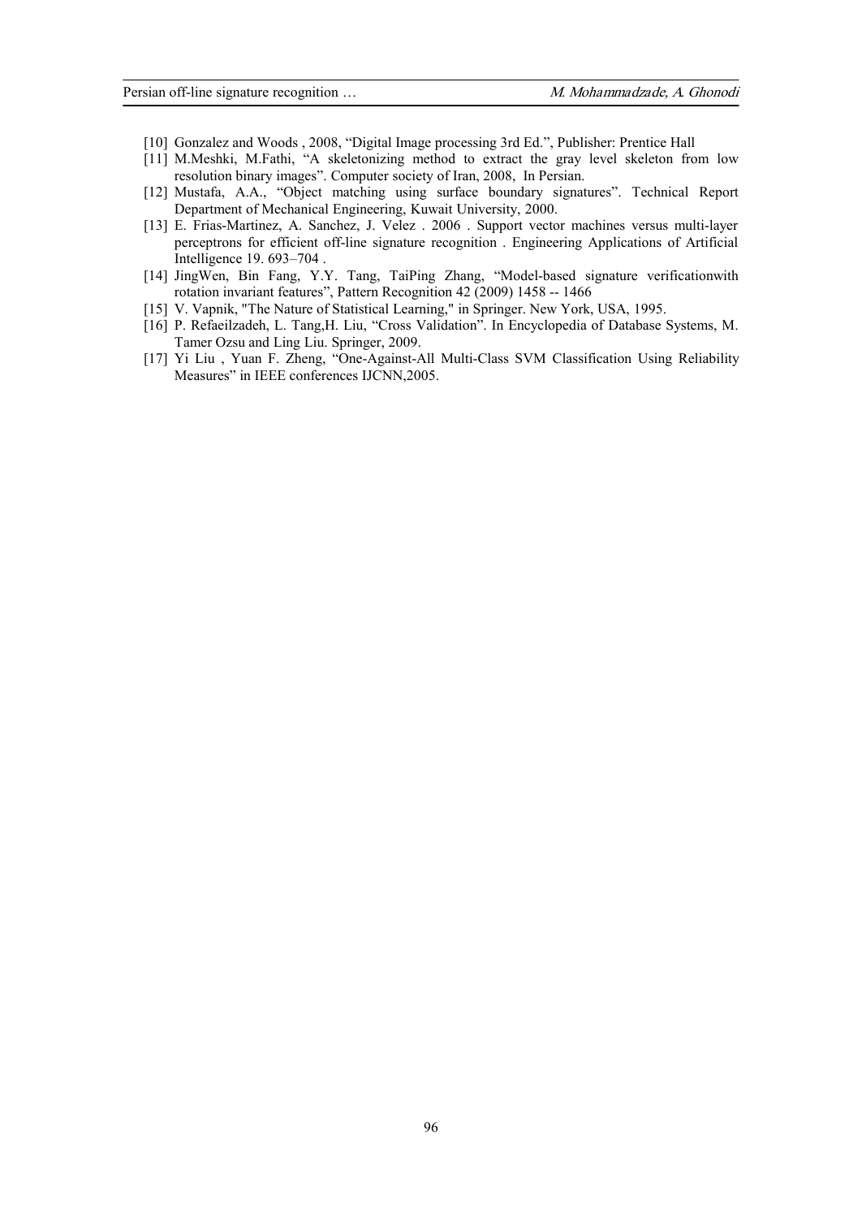[10] Gonzalez and Woods , 2008, "Digital Image processing 3rd Ed.", Publisher: Prentice Hall

[11] M.Meshki, M.Fathi, "A skeletonizing method to extract the gray level skeleton from low resolution binary images". Computer society of Iran, 2008, In Persian.

[12] Mustafa, A.A., "Object matching using surface boundary signatures". Technical Report Department of Mechanical Engineering, Kuwait University, 2000.

[13] E. Frias-Martinez, A. Sanchez, J. Velez . 2006 . Support vector machines versus multi-layer perceptrons for efficient off-line signature recognition . Engineering Applications of Artificial Intelligence 19. 693–704 .

[14] JingWen, Bin Fang, Y.Y. Tang, TaiPing Zhang, "Model-based signature verificationwith rotation invariant features", Pattern Recognition 42 (2009) 1458 -- 1466

[15] V. Vapnik, "The Nature of Statistical Learning," in Springer. New York, USA, 1995.

[16] P. Refaeilzadeh, L. Tang,H. Liu, "Cross Validation". In Encyclopedia of Database Systems, M. Tamer Ozsu and Ling Liu. Springer, 2009.

[17] Yi Liu , Yuan F. Zheng, "One-Against-All Multi-Class SVM Classification Using Reliability Measures" in IEEE conferences IJCNN,2005.